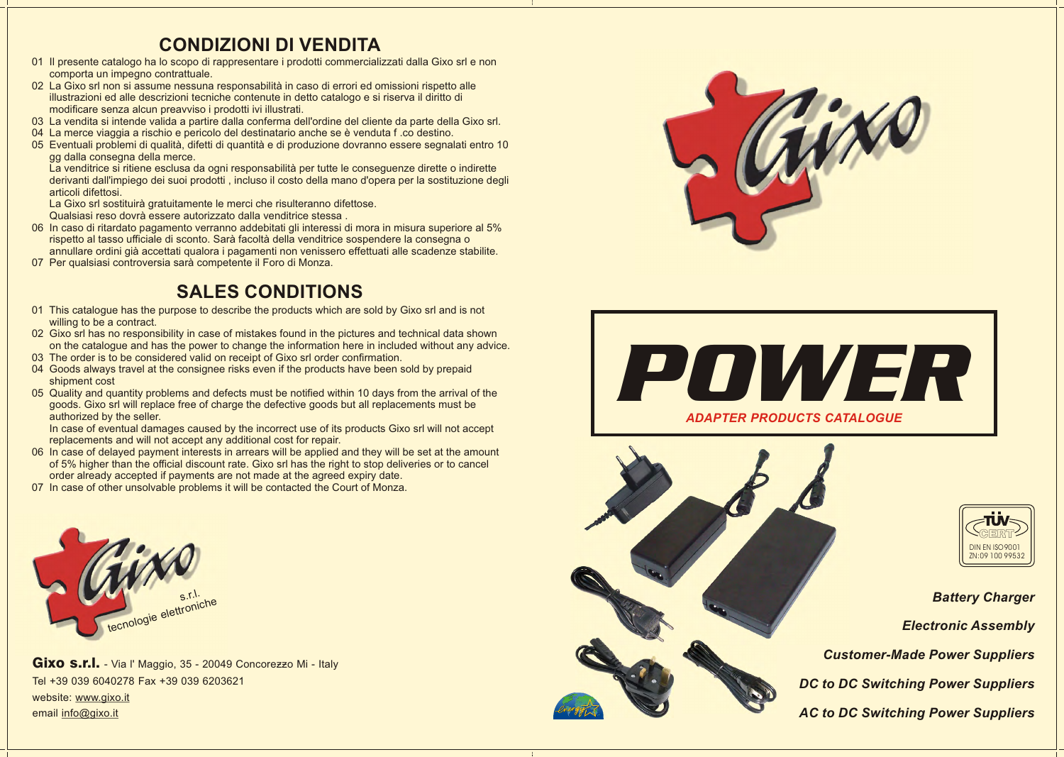# CONDIZIONI DI VENDITA

01 Il presente catalogo ha lo scopo di rappresentare i prodotti commercializzati dalla Gixo srl e non comporta un impegno contrattuale.
02 La Gixo srl non si assume nessuna responsabilità in caso di errori ed omissioni rispetto alle illustrazioni ed alle descrizioni tecniche contenute in detto catalogo e si riserva il diritto di modificare senza alcun preavviso i prodotti ivi illustrati.
03 La vendita si intende valida a partire dalla conferma dell'ordine del cliente da parte della Gixo srl.
04 La merce viaggia a rischio e pericolo del destinatario anche se è venduta f .co destino.
05 Eventuali problemi di qualità, difetti di quantità e di produzione dovranno essere segnalati entro 10 gg dalla consegna della merce.
La venditrice si ritiene esclusa da ogni responsabilità per tutte le conseguenze dirette o indirette derivanti dall'impiego dei suoi prodotti , incluso il costo della mano d'opera per la sostituzione degli articoli difettosi.
La Gixo srl sostituirà gratuitamente le merci che risulteranno difettose.
Qualsiasi reso dovrà essere autorizzato dalla venditrice stessa .
06 In caso di ritardato pagamento verranno addebitati gli interessi di mora in misura superiore al 5% rispetto al tasso ufficiale di sconto. Sarà facoltà della venditrice sospendere la consegna o annullare ordini già accettati qualora i pagamenti non venissero effettuati alle scadenze stabilite.
07 Per qualsiasi controversia sarà competente il Foro di Monza.

# SALES CONDITIONS

01 This catalogue has the purpose to describe the products which are sold by Gixo srl and is not willing to be a contract.
02 Gixo srl has no responsibility in case of mistakes found in the pictures and technical data shown on the catalogue and has the power to change the information here in included without any advice.
03 The order is to be considered valid on receipt of Gixo srl order confirmation.
04 Goods always travel at the consignee risks even if the products have been sold by prepaid shipment cost
05 Quality and quantity problems and defects must be notified within 10 days from the arrival of the goods. Gixo srl will replace free of charge the defective goods but all replacements must be authorized by the seller.
In case of eventual damages caused by the incorrect use of its products Gixo srl will not accept replacements and will not accept any additional cost for repair.
06 In case of delayed payment interests in arrears will be applied and they will be set at the amount of 5% higher than the official discount rate. Gixo srl has the right to stop deliveries or to cancel order already accepted if payments are not made at the agreed expiry date.
07 In case of other unsolvable problems it will be contacted the Court of Monza.

Gixo s.r.l. tecnologie elettroniche

**Gixo s.r.l.** - Via I' Maggio, 35 - 20049 Concorezzo Mi - Italy
Tel +39 039 6040278 Fax +39 039 6203621
website: www.gixo.it
email info@gixo.it

Gixo

# POWER

***ADAPTER PRODUCTS CATALOGUE***

TÜV CERT
DIN EN ISO9001
ZN:09 100 99532

***Battery Charger***

***Electronic Assembly***

***Customer-Made Power Suppliers***

***DC to DC Switching Power Suppliers***

***AC to DC Switching Power Suppliers***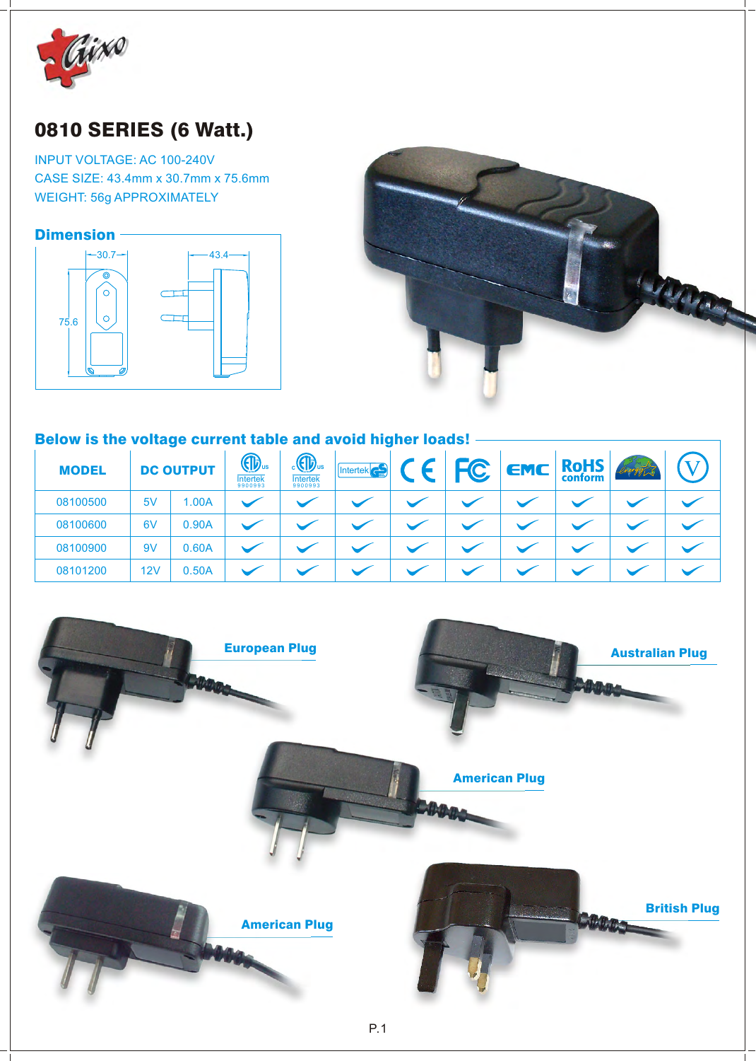# 0810 SERIES (6 Watt.)

INPUT VOLTAGE: AC 100-240V
CASE SIZE: 43.4mm x 30.7mm x 75.6mm
WEIGHT: 56g APPROXIMATELY

## Dimension

30.7
43.4
75.6

## Below is the voltage current table and avoid higher loads!

| MODEL | DC OUTPUT | | ETL US Intertek 9900993 | c ETL US Intertek 9900993 | Intertek GS | CE | FC | EMC | RoHS conform | Energy Star | V |
|---|---|---|---|---|---|---|---|---|---|---|---|
| 08100500 | 5V | 1.00A | ✓ | ✓ | ✓ | ✓ | ✓ | ✓ | ✓ | ✓ | ✓ |
| 08100600 | 6V | 0.90A | ✓ | ✓ | ✓ | ✓ | ✓ | ✓ | ✓ | ✓ | ✓ |
| 08100900 | 9V | 0.60A | ✓ | ✓ | ✓ | ✓ | ✓ | ✓ | ✓ | ✓ | ✓ |
| 08101200 | 12V | 0.50A | ✓ | ✓ | ✓ | ✓ | ✓ | ✓ | ✓ | ✓ | ✓ |

European Plug

Australian Plug

American Plug

American Plug

British Plug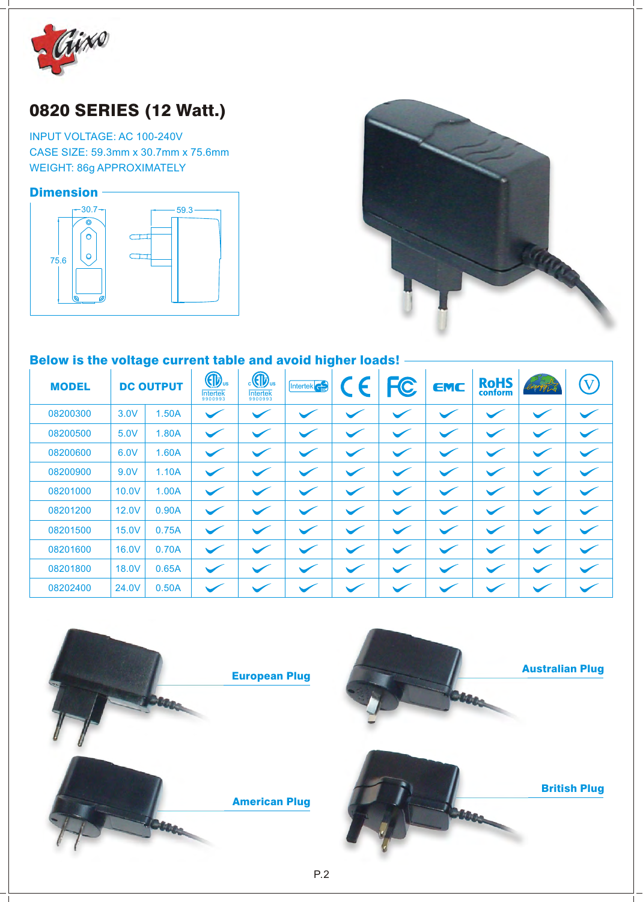# 0820 SERIES (12 Watt.)

INPUT VOLTAGE: AC 100-240V
CASE SIZE: 59.3mm x 30.7mm x 75.6mm
WEIGHT: 86g APPROXIMATELY

## Dimension

30.7
59.3
75.6

## Below is the voltage current table and avoid higher loads!

| MODEL | DC OUTPUT | | ETL us Intertek 9900993 | cETL us Intertek 9900993 | Intertek GS | CE | FC | EMC | RoHS conform | Energy | V |
|---|---|---|---|---|---|---|---|---|---|---|---|
| 08200300 | 3.0V | 1.50A | ✓ | ✓ | ✓ | ✓ | ✓ | ✓ | ✓ | ✓ | ✓ |
| 08200500 | 5.0V | 1.80A | ✓ | ✓ | ✓ | ✓ | ✓ | ✓ | ✓ | ✓ | ✓ |
| 08200600 | 6.0V | 1.60A | ✓ | ✓ | ✓ | ✓ | ✓ | ✓ | ✓ | ✓ | ✓ |
| 08200900 | 9.0V | 1.10A | ✓ | ✓ | ✓ | ✓ | ✓ | ✓ | ✓ | ✓ | ✓ |
| 08201000 | 10.0V | 1.00A | ✓ | ✓ | ✓ | ✓ | ✓ | ✓ | ✓ | ✓ | ✓ |
| 08201200 | 12.0V | 0.90A | ✓ | ✓ | ✓ | ✓ | ✓ | ✓ | ✓ | ✓ | ✓ |
| 08201500 | 15.0V | 0.75A | ✓ | ✓ | ✓ | ✓ | ✓ | ✓ | ✓ | ✓ | ✓ |
| 08201600 | 16.0V | 0.70A | ✓ | ✓ | ✓ | ✓ | ✓ | ✓ | ✓ | ✓ | ✓ |
| 08201800 | 18.0V | 0.65A | ✓ | ✓ | ✓ | ✓ | ✓ | ✓ | ✓ | ✓ | ✓ |
| 08202400 | 24.0V | 0.50A | ✓ | ✓ | ✓ | ✓ | ✓ | ✓ | ✓ | ✓ | ✓ |

European Plug

Australian Plug

American Plug

British Plug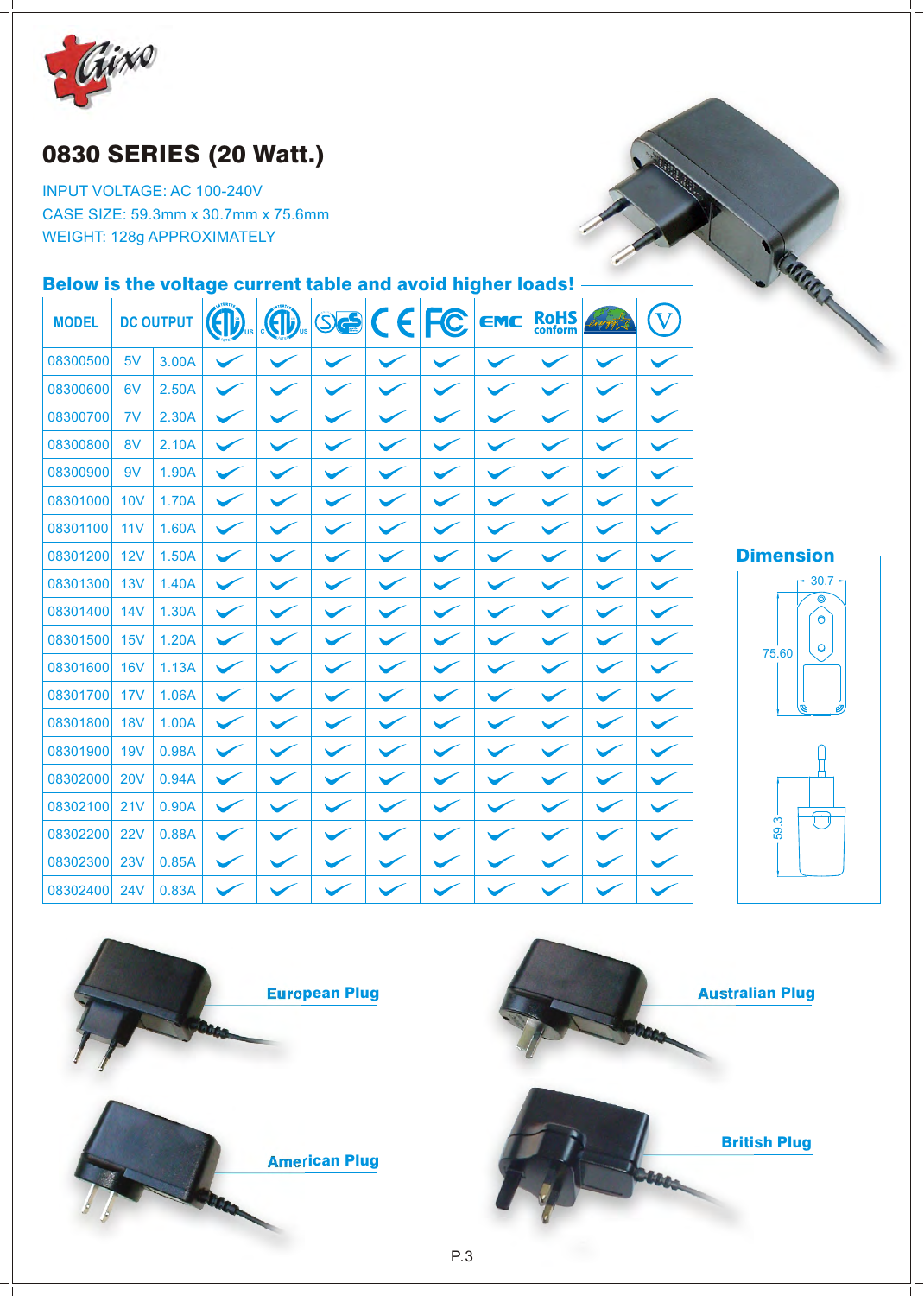# 0830 SERIES (20 Watt.)

INPUT VOLTAGE: AC 100-240V
CASE SIZE: 59.3mm x 30.7mm x 75.6mm
WEIGHT: 128g APPROXIMATELY

## Below is the voltage current table and avoid higher loads!

| MODEL | DC OUTPUT | | ETL US | C ETL US | S GS | CE | FC | EMC | RoHS conform | Energy Star | V |
|---|---|---|---|---|---|---|---|---|---|---|---|
| 08300500 | 5V | 3.00A | ✓ | ✓ | ✓ | ✓ | ✓ | ✓ | ✓ | ✓ | ✓ |
| 08300600 | 6V | 2.50A | ✓ | ✓ | ✓ | ✓ | ✓ | ✓ | ✓ | ✓ | ✓ |
| 08300700 | 7V | 2.30A | ✓ | ✓ | ✓ | ✓ | ✓ | ✓ | ✓ | ✓ | ✓ |
| 08300800 | 8V | 2.10A | ✓ | ✓ | ✓ | ✓ | ✓ | ✓ | ✓ | ✓ | ✓ |
| 08300900 | 9V | 1.90A | ✓ | ✓ | ✓ | ✓ | ✓ | ✓ | ✓ | ✓ | ✓ |
| 08301000 | 10V | 1.70A | ✓ | ✓ | ✓ | ✓ | ✓ | ✓ | ✓ | ✓ | ✓ |
| 08301100 | 11V | 1.60A | ✓ | ✓ | ✓ | ✓ | ✓ | ✓ | ✓ | ✓ | ✓ |
| 08301200 | 12V | 1.50A | ✓ | ✓ | ✓ | ✓ | ✓ | ✓ | ✓ | ✓ | ✓ |
| 08301300 | 13V | 1.40A | ✓ | ✓ | ✓ | ✓ | ✓ | ✓ | ✓ | ✓ | ✓ |
| 08301400 | 14V | 1.30A | ✓ | ✓ | ✓ | ✓ | ✓ | ✓ | ✓ | ✓ | ✓ |
| 08301500 | 15V | 1.20A | ✓ | ✓ | ✓ | ✓ | ✓ | ✓ | ✓ | ✓ | ✓ |
| 08301600 | 16V | 1.13A | ✓ | ✓ | ✓ | ✓ | ✓ | ✓ | ✓ | ✓ | ✓ |
| 08301700 | 17V | 1.06A | ✓ | ✓ | ✓ | ✓ | ✓ | ✓ | ✓ | ✓ | ✓ |
| 08301800 | 18V | 1.00A | ✓ | ✓ | ✓ | ✓ | ✓ | ✓ | ✓ | ✓ | ✓ |
| 08301900 | 19V | 0.98A | ✓ | ✓ | ✓ | ✓ | ✓ | ✓ | ✓ | ✓ | ✓ |
| 08302000 | 20V | 0.94A | ✓ | ✓ | ✓ | ✓ | ✓ | ✓ | ✓ | ✓ | ✓ |
| 08302100 | 21V | 0.90A | ✓ | ✓ | ✓ | ✓ | ✓ | ✓ | ✓ | ✓ | ✓ |
| 08302200 | 22V | 0.88A | ✓ | ✓ | ✓ | ✓ | ✓ | ✓ | ✓ | ✓ | ✓ |
| 08302300 | 23V | 0.85A | ✓ | ✓ | ✓ | ✓ | ✓ | ✓ | ✓ | ✓ | ✓ |
| 08302400 | 24V | 0.83A | ✓ | ✓ | ✓ | ✓ | ✓ | ✓ | ✓ | ✓ | ✓ |

## Dimension

30.7
75.60
59.3

European Plug

Australian Plug

American Plug

British Plug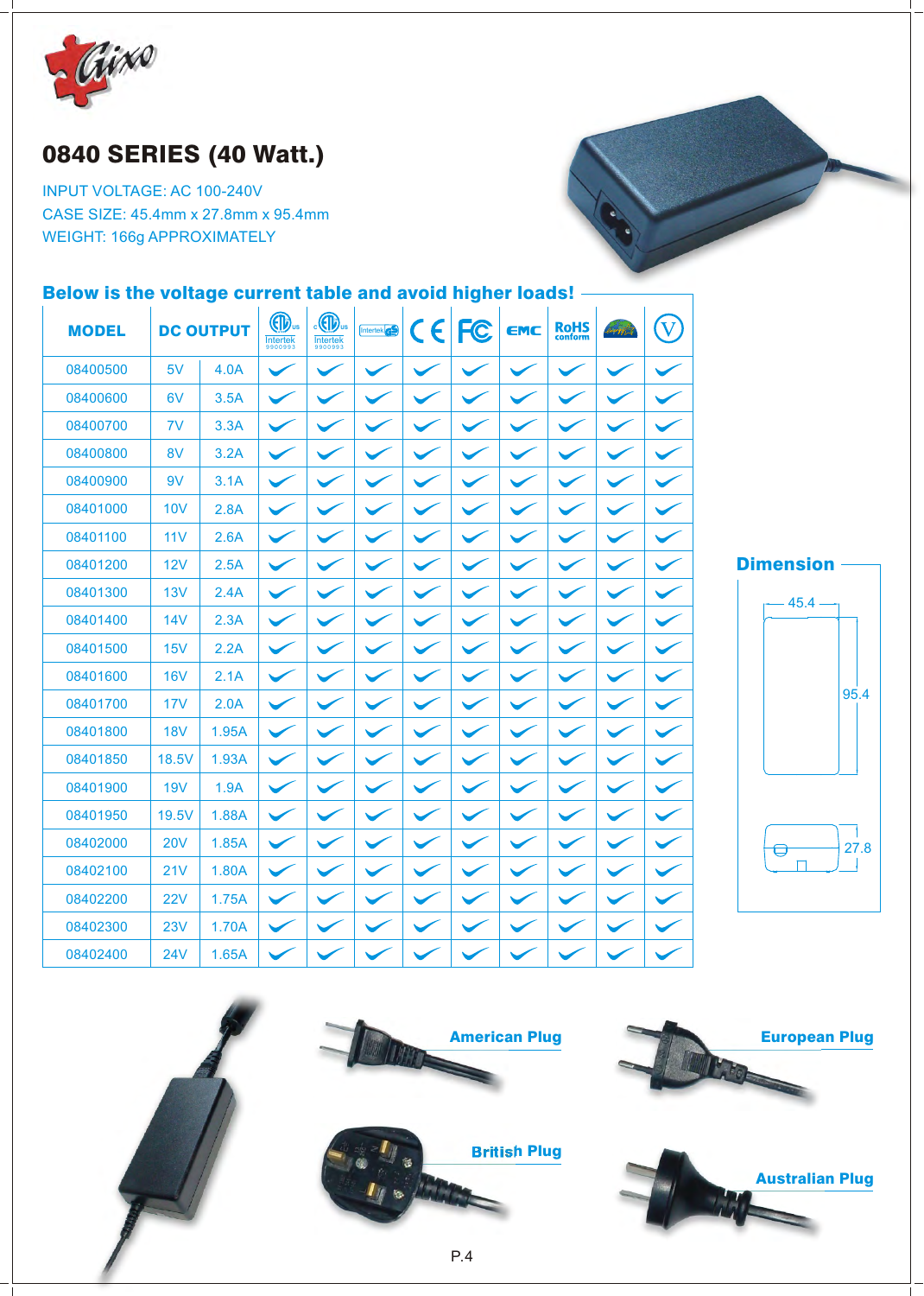## 0840 SERIES (40 Watt.)

INPUT VOLTAGE: AC 100-240V
CASE SIZE: 45.4mm x 27.8mm x 95.4mm
WEIGHT: 166g APPROXIMATELY

**Below is the voltage current table and avoid higher loads!**

| MODEL | DC OUTPUT | | cETLus Intertek | cETLus Intertek | Intertek GS | CE | FC | EMC | RoHS conform | C-Tick | V |
|---|---|---|---|---|---|---|---|---|---|---|---|
| 08400500 | 5V | 4.0A | ✓ | ✓ | ✓ | ✓ | ✓ | ✓ | ✓ | ✓ | ✓ |
| 08400600 | 6V | 3.5A | ✓ | ✓ | ✓ | ✓ | ✓ | ✓ | ✓ | ✓ | ✓ |
| 08400700 | 7V | 3.3A | ✓ | ✓ | ✓ | ✓ | ✓ | ✓ | ✓ | ✓ | ✓ |
| 08400800 | 8V | 3.2A | ✓ | ✓ | ✓ | ✓ | ✓ | ✓ | ✓ | ✓ | ✓ |
| 08400900 | 9V | 3.1A | ✓ | ✓ | ✓ | ✓ | ✓ | ✓ | ✓ | ✓ | ✓ |
| 08401000 | 10V | 2.8A | ✓ | ✓ | ✓ | ✓ | ✓ | ✓ | ✓ | ✓ | ✓ |
| 08401100 | 11V | 2.6A | ✓ | ✓ | ✓ | ✓ | ✓ | ✓ | ✓ | ✓ | ✓ |
| 08401200 | 12V | 2.5A | ✓ | ✓ | ✓ | ✓ | ✓ | ✓ | ✓ | ✓ | ✓ |
| 08401300 | 13V | 2.4A | ✓ | ✓ | ✓ | ✓ | ✓ | ✓ | ✓ | ✓ | ✓ |
| 08401400 | 14V | 2.3A | ✓ | ✓ | ✓ | ✓ | ✓ | ✓ | ✓ | ✓ | ✓ |
| 08401500 | 15V | 2.2A | ✓ | ✓ | ✓ | ✓ | ✓ | ✓ | ✓ | ✓ | ✓ |
| 08401600 | 16V | 2.1A | ✓ | ✓ | ✓ | ✓ | ✓ | ✓ | ✓ | ✓ | ✓ |
| 08401700 | 17V | 2.0A | ✓ | ✓ | ✓ | ✓ | ✓ | ✓ | ✓ | ✓ | ✓ |
| 08401800 | 18V | 1.95A | ✓ | ✓ | ✓ | ✓ | ✓ | ✓ | ✓ | ✓ | ✓ |
| 08401850 | 18.5V | 1.93A | ✓ | ✓ | ✓ | ✓ | ✓ | ✓ | ✓ | ✓ | ✓ |
| 08401900 | 19V | 1.9A | ✓ | ✓ | ✓ | ✓ | ✓ | ✓ | ✓ | ✓ | ✓ |
| 08401950 | 19.5V | 1.88A | ✓ | ✓ | ✓ | ✓ | ✓ | ✓ | ✓ | ✓ | ✓ |
| 08402000 | 20V | 1.85A | ✓ | ✓ | ✓ | ✓ | ✓ | ✓ | ✓ | ✓ | ✓ |
| 08402100 | 21V | 1.80A | ✓ | ✓ | ✓ | ✓ | ✓ | ✓ | ✓ | ✓ | ✓ |
| 08402200 | 22V | 1.75A | ✓ | ✓ | ✓ | ✓ | ✓ | ✓ | ✓ | ✓ | ✓ |
| 08402300 | 23V | 1.70A | ✓ | ✓ | ✓ | ✓ | ✓ | ✓ | ✓ | ✓ | ✓ |
| 08402400 | 24V | 1.65A | ✓ | ✓ | ✓ | ✓ | ✓ | ✓ | ✓ | ✓ | ✓ |

**Dimension**

45.4
95.4
27.8

**American Plug**

**European Plug**

**British Plug**

**Australian Plug**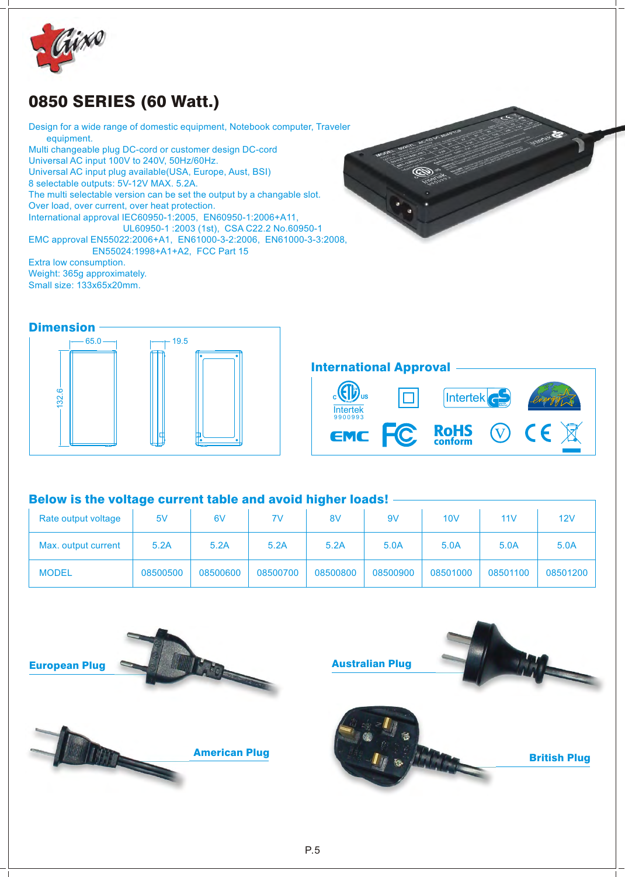# 0850 SERIES (60 Watt.)

Design for a wide range of domestic equipment, Notebook computer, Traveler equipment.
Multi changeable plug DC-cord or customer design DC-cord
Universal AC input 100V to 240V, 50Hz/60Hz.
Universal AC input plug available(USA, Europe, Aust, BSI)
8 selectable outputs: 5V-12V MAX. 5.2A.
The multi selectable version can be set the output by a changable slot.
Over load, over current, over heat protection.
International approval IEC60950-1:2005, EN60950-1:2006+A11, UL60950-1 :2003 (1st), CSA C22.2 No.60950-1
EMC approval EN55022:2006+A1, EN61000-3-2:2006, EN61000-3-3:2008, EN55024:1998+A1+A2, FCC Part 15
Extra low consumption.
Weight: 365g approximately.
Small size: 133x65x20mm.

## Dimension

65.0
19.5
132.6

## International Approval

Intertek 9900993

## Below is the voltage current table and avoid higher loads!

| Rate output voltage | 5V | 6V | 7V | 8V | 9V | 10V | 11V | 12V |
|---|---|---|---|---|---|---|---|---|
| Max. output current | 5.2A | 5.2A | 5.2A | 5.2A | 5.0A | 5.0A | 5.0A | 5.0A |
| MODEL | 08500500 | 08500600 | 08500700 | 08500800 | 08500900 | 08501000 | 08501100 | 08501200 |

**European Plug**

**Australian Plug**

**American Plug**

**British Plug**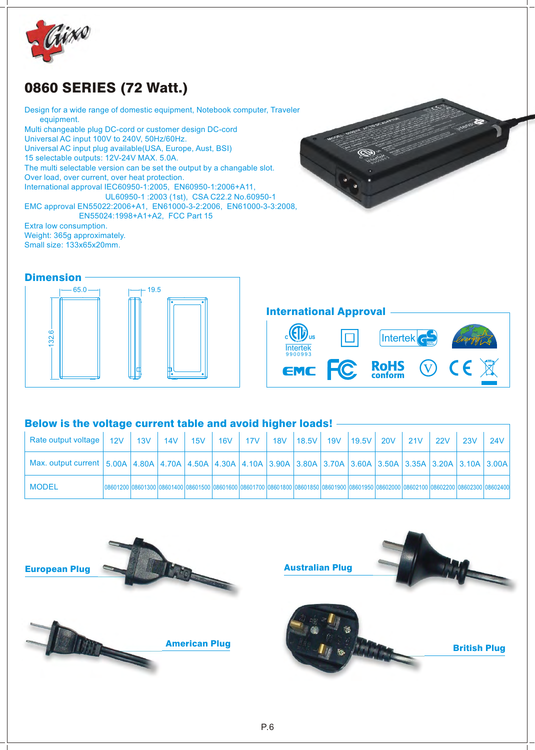# 0860 SERIES (72 Watt.)

Design for a wide range of domestic equipment, Notebook computer, Traveler equipment.
Multi changeable plug DC-cord or customer design DC-cord
Universal AC input 100V to 240V, 50Hz/60Hz.
Universal AC input plug available(USA, Europe, Aust, BSI)
15 selectable outputs: 12V-24V MAX. 5.0A.
The multi selectable version can be set the output by a changable slot.
Over load, over current, over heat protection.
International approval IEC60950-1:2005, EN60950-1:2006+A11, UL60950-1 :2003 (1st), CSA C22.2 No.60950-1
EMC approval EN55022:2006+A1, EN61000-3-2:2006, EN61000-3-3:2008, EN55024:1998+A1+A2, FCC Part 15
Extra low consumption.
Weight: 365g approximately.
Small size: 133x65x20mm.

## Dimension

65.0
19.5
132.6

## International Approval

Intertek 9900993
Intertek
EMC
FC
RoHS conform
CE

## Below is the voltage current table and avoid higher loads!

| Rate output voltage | 12V | 13V | 14V | 15V | 16V | 17V | 18V | 18.5V | 19V | 19.5V | 20V | 21V | 22V | 23V | 24V |
|---|---|---|---|---|---|---|---|---|---|---|---|---|---|---|---|
| Max. output current | 5.00A | 4.80A | 4.70A | 4.50A | 4.30A | 4.10A | 3.90A | 3.80A | 3.70A | 3.60A | 3.50A | 3.35A | 3.20A | 3.10A | 3.00A |
| MODEL | 08601200 | 08601300 | 08601400 | 08601500 | 08601600 | 08601700 | 08601800 | 08601850 | 08601900 | 08601950 | 08602000 | 08602100 | 08602200 | 08602300 | 08602400 |

**European Plug**

**Australian Plug**

**American Plug**

**British Plug**